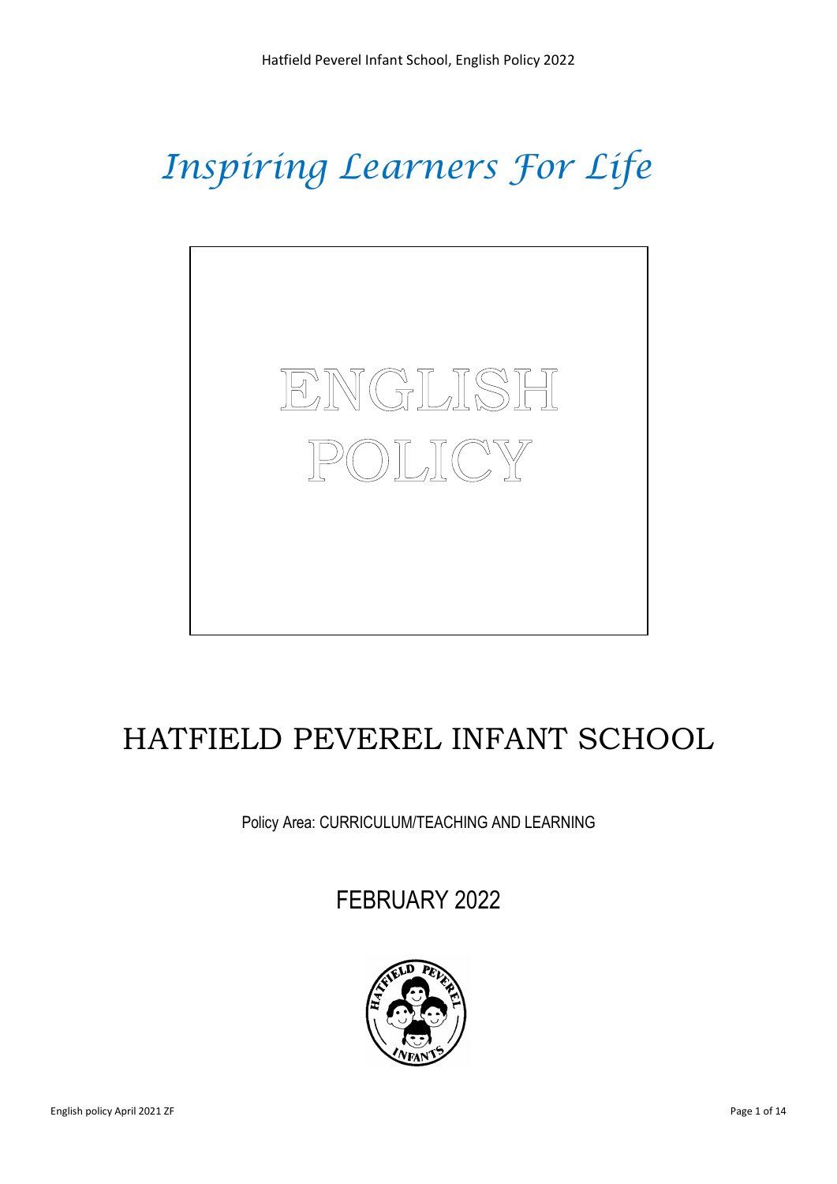*Inspiring Learners For Life*

# ENGLISH POLICY

## HATFIELD PEVEREL INFANT SCHOOL

Policy Area: CURRICULUM/TEACHING AND LEARNING

FEBRUARY 2022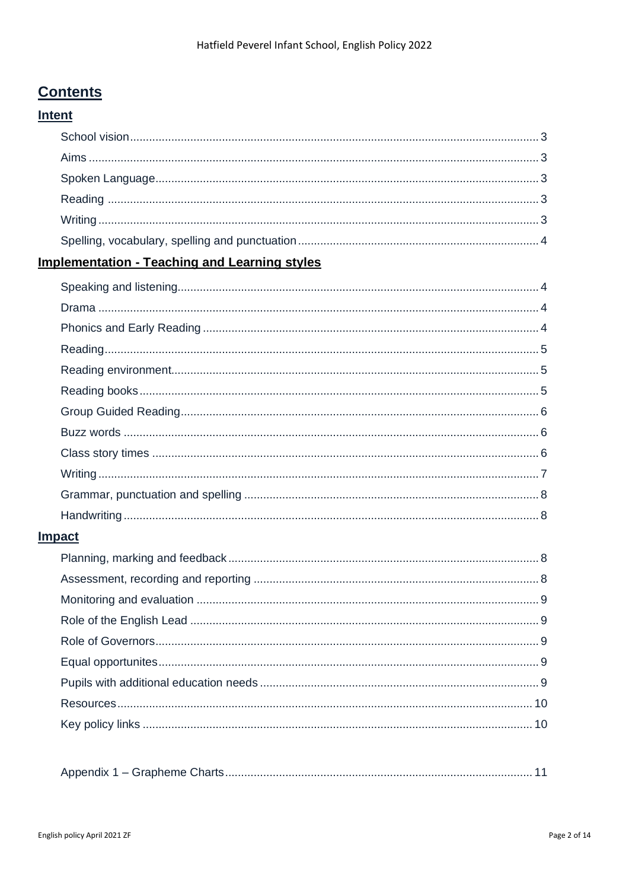# Contents

## Intent

- School vision ... 3
- Aims ... 3
- Spoken Language ... 3
- Reading ... 3
- Writing ... 3
- Spelling, vocabulary, spelling and punctuation ... 4

## Implementation - Teaching and Learning styles

- Speaking and listening ... 4
- Drama ... 4
- Phonics and Early Reading ... 4
- Reading ... 5
- Reading environment ... 5
- Reading books ... 5
- Group Guided Reading ... 6
- Buzz words ... 6
- Class story times ... 6
- Writing ... 7
- Grammar, punctuation and spelling ... 8
- Handwriting ... 8

## Impact

- Planning, marking and feedback ... 8
- Assessment, recording and reporting ... 8
- Monitoring and evaluation ... 9
- Role of the English Lead ... 9
- Role of Governors ... 9
- Equal opportunites ... 9
- Pupils with additional education needs ... 9
- Resources ... 10
- Key policy links ... 10

- Appendix 1 – Grapheme Charts ... 11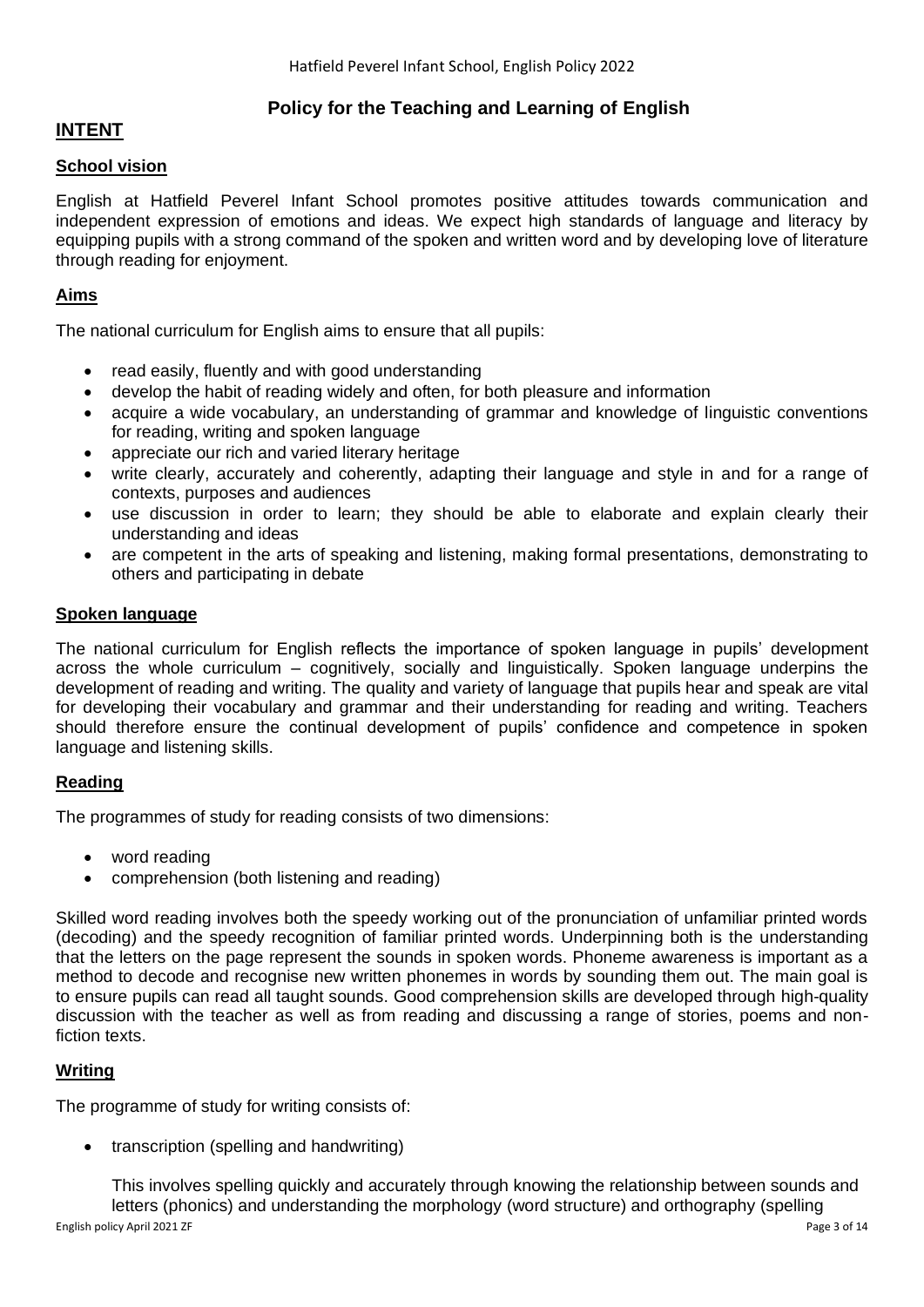## Policy for the Teaching and Learning of English

# INTENT

### School vision

English at Hatfield Peverel Infant School promotes positive attitudes towards communication and independent expression of emotions and ideas. We expect high standards of language and literacy by equipping pupils with a strong command of the spoken and written word and by developing love of literature through reading for enjoyment.

### Aims

The national curriculum for English aims to ensure that all pupils:

- read easily, fluently and with good understanding
- develop the habit of reading widely and often, for both pleasure and information
- acquire a wide vocabulary, an understanding of grammar and knowledge of linguistic conventions for reading, writing and spoken language
- appreciate our rich and varied literary heritage
- write clearly, accurately and coherently, adapting their language and style in and for a range of contexts, purposes and audiences
- use discussion in order to learn; they should be able to elaborate and explain clearly their understanding and ideas
- are competent in the arts of speaking and listening, making formal presentations, demonstrating to others and participating in debate

### Spoken language

The national curriculum for English reflects the importance of spoken language in pupils' development across the whole curriculum – cognitively, socially and linguistically. Spoken language underpins the development of reading and writing. The quality and variety of language that pupils hear and speak are vital for developing their vocabulary and grammar and their understanding for reading and writing. Teachers should therefore ensure the continual development of pupils' confidence and competence in spoken language and listening skills.

### Reading

The programmes of study for reading consists of two dimensions:

- word reading
- comprehension (both listening and reading)

Skilled word reading involves both the speedy working out of the pronunciation of unfamiliar printed words (decoding) and the speedy recognition of familiar printed words. Underpinning both is the understanding that the letters on the page represent the sounds in spoken words. Phoneme awareness is important as a method to decode and recognise new written phonemes in words by sounding them out. The main goal is to ensure pupils can read all taught sounds. Good comprehension skills are developed through high-quality discussion with the teacher as well as from reading and discussing a range of stories, poems and non-fiction texts.

### Writing

The programme of study for writing consists of:

- transcription (spelling and handwriting)

  This involves spelling quickly and accurately through knowing the relationship between sounds and letters (phonics) and understanding the morphology (word structure) and orthography (spelling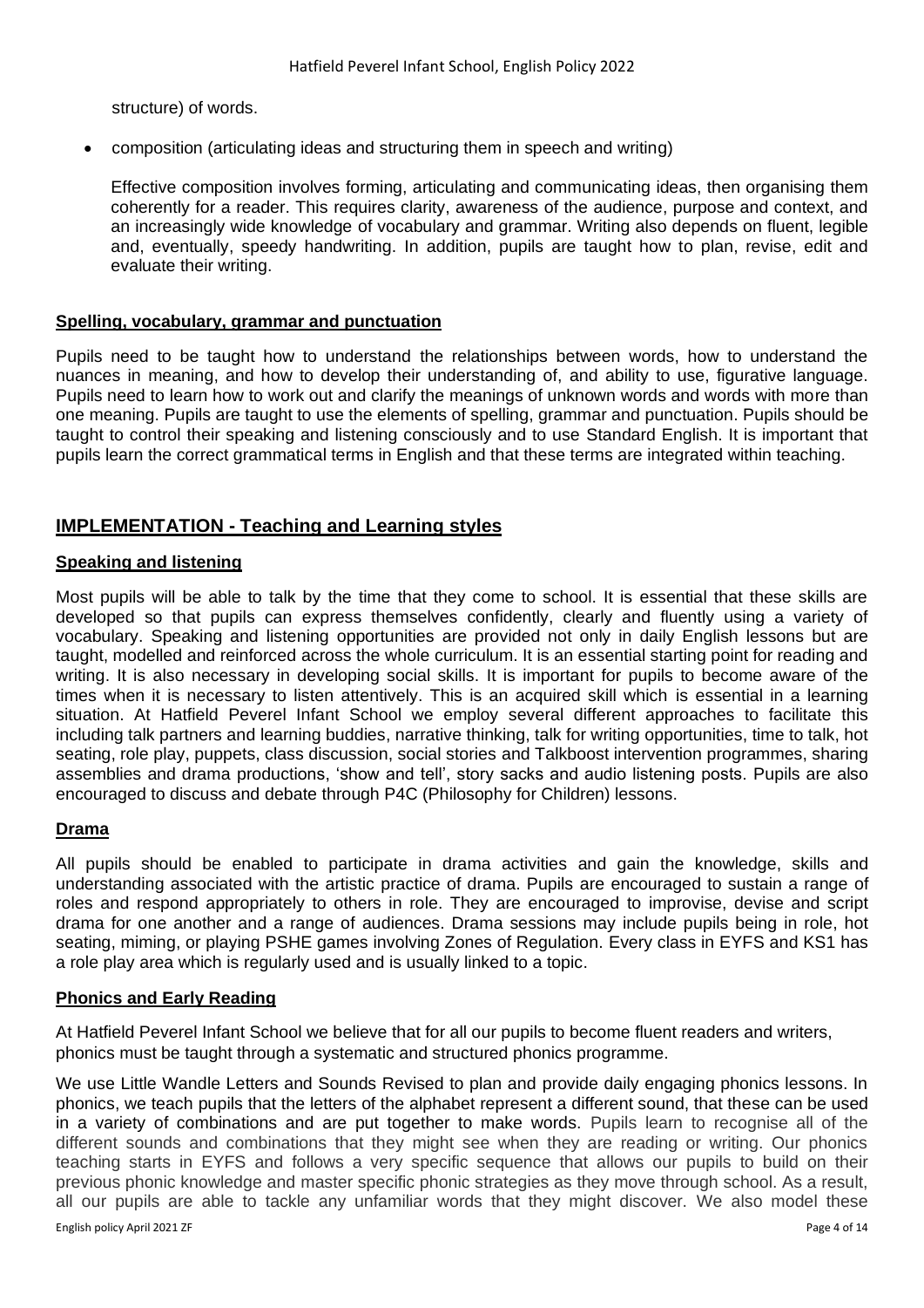structure) of words.

- composition (articulating ideas and structuring them in speech and writing)

  Effective composition involves forming, articulating and communicating ideas, then organising them coherently for a reader. This requires clarity, awareness of the audience, purpose and context, and an increasingly wide knowledge of vocabulary and grammar. Writing also depends on fluent, legible and, eventually, speedy handwriting. In addition, pupils are taught how to plan, revise, edit and evaluate their writing.

### Spelling, vocabulary, grammar and punctuation

Pupils need to be taught how to understand the relationships between words, how to understand the nuances in meaning, and how to develop their understanding of, and ability to use, figurative language. Pupils need to learn how to work out and clarify the meanings of unknown words and words with more than one meaning. Pupils are taught to use the elements of spelling, grammar and punctuation. Pupils should be taught to control their speaking and listening consciously and to use Standard English. It is important that pupils learn the correct grammatical terms in English and that these terms are integrated within teaching.

## IMPLEMENTATION - Teaching and Learning styles

### Speaking and listening

Most pupils will be able to talk by the time that they come to school. It is essential that these skills are developed so that pupils can express themselves confidently, clearly and fluently using a variety of vocabulary. Speaking and listening opportunities are provided not only in daily English lessons but are taught, modelled and reinforced across the whole curriculum. It is an essential starting point for reading and writing. It is also necessary in developing social skills. It is important for pupils to become aware of the times when it is necessary to listen attentively. This is an acquired skill which is essential in a learning situation. At Hatfield Peverel Infant School we employ several different approaches to facilitate this including talk partners and learning buddies, narrative thinking, talk for writing opportunities, time to talk, hot seating, role play, puppets, class discussion, social stories and Talkboost intervention programmes, sharing assemblies and drama productions, 'show and tell', story sacks and audio listening posts. Pupils are also encouraged to discuss and debate through P4C (Philosophy for Children) lessons.

### Drama

All pupils should be enabled to participate in drama activities and gain the knowledge, skills and understanding associated with the artistic practice of drama. Pupils are encouraged to sustain a range of roles and respond appropriately to others in role. They are encouraged to improvise, devise and script drama for one another and a range of audiences. Drama sessions may include pupils being in role, hot seating, miming, or playing PSHE games involving Zones of Regulation. Every class in EYFS and KS1 has a role play area which is regularly used and is usually linked to a topic.

### Phonics and Early Reading

At Hatfield Peverel Infant School we believe that for all our pupils to become fluent readers and writers, phonics must be taught through a systematic and structured phonics programme.

We use Little Wandle Letters and Sounds Revised to plan and provide daily engaging phonics lessons. In phonics, we teach pupils that the letters of the alphabet represent a different sound, that these can be used in a variety of combinations and are put together to make words. Pupils learn to recognise all of the different sounds and combinations that they might see when they are reading or writing. Our phonics teaching starts in EYFS and follows a very specific sequence that allows our pupils to build on their previous phonic knowledge and master specific phonic strategies as they move through school. As a result, all our pupils are able to tackle any unfamiliar words that they might discover. We also model these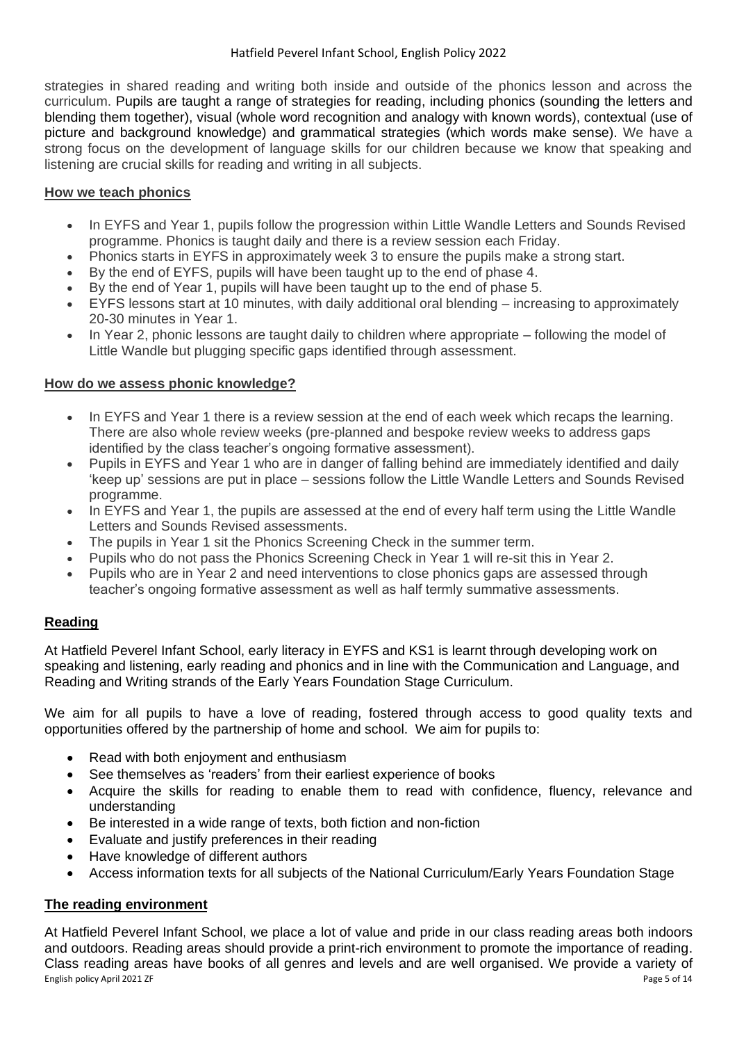strategies in shared reading and writing both inside and outside of the phonics lesson and across the curriculum. Pupils are taught a range of strategies for reading, including phonics (sounding the letters and blending them together), visual (whole word recognition and analogy with known words), contextual (use of picture and background knowledge) and grammatical strategies (which words make sense). We have a strong focus on the development of language skills for our children because we know that speaking and listening are crucial skills for reading and writing in all subjects.

## How we teach phonics

- In EYFS and Year 1, pupils follow the progression within Little Wandle Letters and Sounds Revised programme. Phonics is taught daily and there is a review session each Friday.
- Phonics starts in EYFS in approximately week 3 to ensure the pupils make a strong start.
- By the end of EYFS, pupils will have been taught up to the end of phase 4.
- By the end of Year 1, pupils will have been taught up to the end of phase 5.
- EYFS lessons start at 10 minutes, with daily additional oral blending – increasing to approximately 20-30 minutes in Year 1.
- In Year 2, phonic lessons are taught daily to children where appropriate – following the model of Little Wandle but plugging specific gaps identified through assessment.

## How do we assess phonic knowledge?

- In EYFS and Year 1 there is a review session at the end of each week which recaps the learning. There are also whole review weeks (pre-planned and bespoke review weeks to address gaps identified by the class teacher's ongoing formative assessment).
- Pupils in EYFS and Year 1 who are in danger of falling behind are immediately identified and daily 'keep up' sessions are put in place – sessions follow the Little Wandle Letters and Sounds Revised programme.
- In EYFS and Year 1, the pupils are assessed at the end of every half term using the Little Wandle Letters and Sounds Revised assessments.
- The pupils in Year 1 sit the Phonics Screening Check in the summer term.
- Pupils who do not pass the Phonics Screening Check in Year 1 will re-sit this in Year 2.
- Pupils who are in Year 2 and need interventions to close phonics gaps are assessed through teacher's ongoing formative assessment as well as half termly summative assessments.

## Reading

At Hatfield Peverel Infant School, early literacy in EYFS and KS1 is learnt through developing work on speaking and listening, early reading and phonics and in line with the Communication and Language, and Reading and Writing strands of the Early Years Foundation Stage Curriculum.

We aim for all pupils to have a love of reading, fostered through access to good quality texts and opportunities offered by the partnership of home and school. We aim for pupils to:

- Read with both enjoyment and enthusiasm
- See themselves as 'readers' from their earliest experience of books
- Acquire the skills for reading to enable them to read with confidence, fluency, relevance and understanding
- Be interested in a wide range of texts, both fiction and non-fiction
- Evaluate and justify preferences in their reading
- Have knowledge of different authors
- Access information texts for all subjects of the National Curriculum/Early Years Foundation Stage

## The reading environment

At Hatfield Peverel Infant School, we place a lot of value and pride in our class reading areas both indoors and outdoors. Reading areas should provide a print-rich environment to promote the importance of reading. Class reading areas have books of all genres and levels and are well organised. We provide a variety of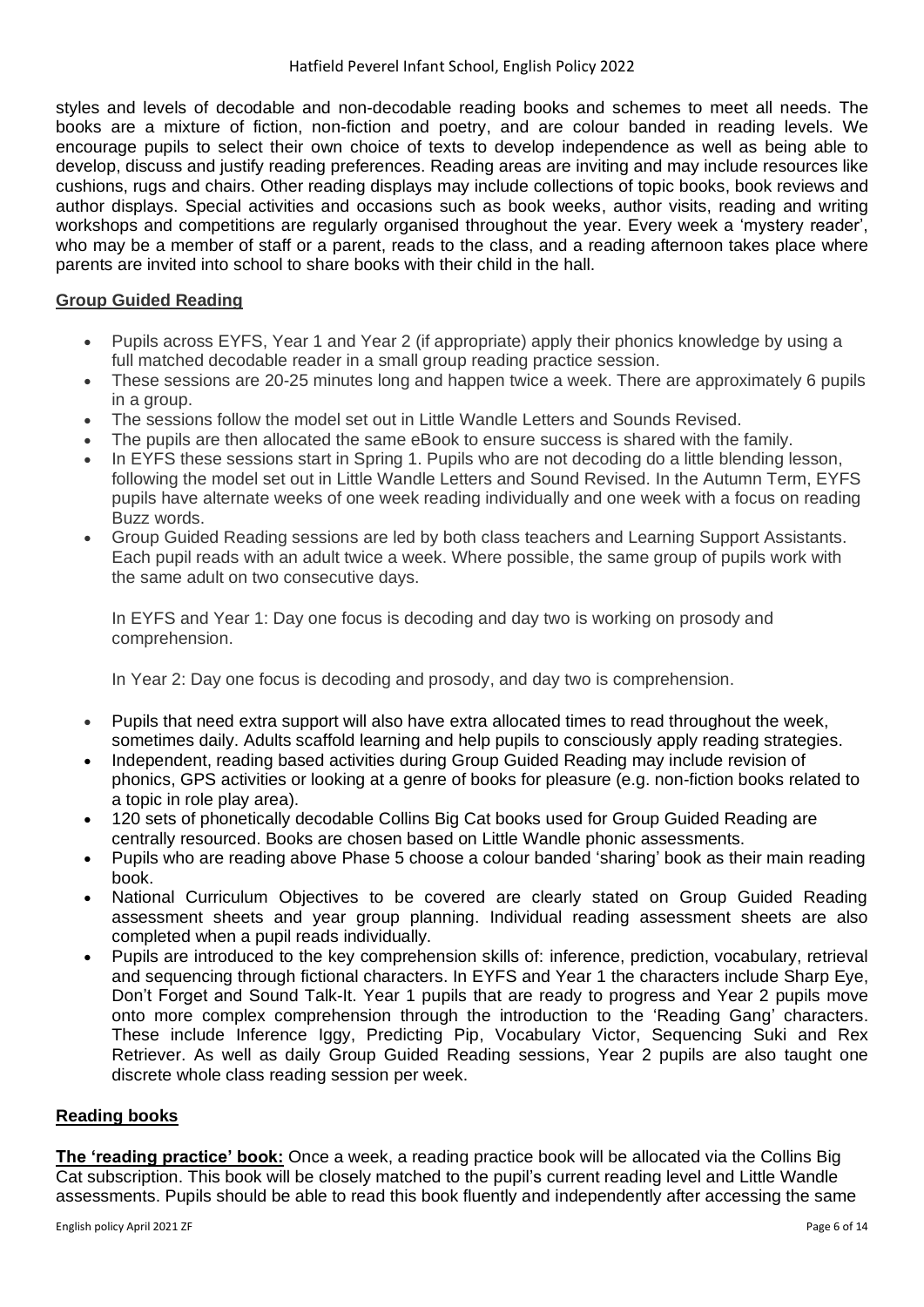styles and levels of decodable and non-decodable reading books and schemes to meet all needs. The books are a mixture of fiction, non-fiction and poetry, and are colour banded in reading levels. We encourage pupils to select their own choice of texts to develop independence as well as being able to develop, discuss and justify reading preferences. Reading areas are inviting and may include resources like cushions, rugs and chairs. Other reading displays may include collections of topic books, book reviews and author displays. Special activities and occasions such as book weeks, author visits, reading and writing workshops and competitions are regularly organised throughout the year. Every week a 'mystery reader', who may be a member of staff or a parent, reads to the class, and a reading afternoon takes place where parents are invited into school to share books with their child in the hall.

## Group Guided Reading

- Pupils across EYFS, Year 1 and Year 2 (if appropriate) apply their phonics knowledge by using a full matched decodable reader in a small group reading practice session.
- These sessions are 20-25 minutes long and happen twice a week. There are approximately 6 pupils in a group.
- The sessions follow the model set out in Little Wandle Letters and Sounds Revised.
- The pupils are then allocated the same eBook to ensure success is shared with the family.
- In EYFS these sessions start in Spring 1. Pupils who are not decoding do a little blending lesson, following the model set out in Little Wandle Letters and Sound Revised. In the Autumn Term, EYFS pupils have alternate weeks of one week reading individually and one week with a focus on reading Buzz words.
- Group Guided Reading sessions are led by both class teachers and Learning Support Assistants. Each pupil reads with an adult twice a week. Where possible, the same group of pupils work with the same adult on two consecutive days.

  In EYFS and Year 1: Day one focus is decoding and day two is working on prosody and comprehension.

  In Year 2: Day one focus is decoding and prosody, and day two is comprehension.

- Pupils that need extra support will also have extra allocated times to read throughout the week, sometimes daily. Adults scaffold learning and help pupils to consciously apply reading strategies.
- Independent, reading based activities during Group Guided Reading may include revision of phonics, GPS activities or looking at a genre of books for pleasure (e.g. non-fiction books related to a topic in role play area).
- 120 sets of phonetically decodable Collins Big Cat books used for Group Guided Reading are centrally resourced. Books are chosen based on Little Wandle phonic assessments.
- Pupils who are reading above Phase 5 choose a colour banded 'sharing' book as their main reading book.
- National Curriculum Objectives to be covered are clearly stated on Group Guided Reading assessment sheets and year group planning. Individual reading assessment sheets are also completed when a pupil reads individually.
- Pupils are introduced to the key comprehension skills of: inference, prediction, vocabulary, retrieval and sequencing through fictional characters. In EYFS and Year 1 the characters include Sharp Eye, Don't Forget and Sound Talk-It. Year 1 pupils that are ready to progress and Year 2 pupils move onto more complex comprehension through the introduction to the 'Reading Gang' characters. These include Inference Iggy, Predicting Pip, Vocabulary Victor, Sequencing Suki and Rex Retriever. As well as daily Group Guided Reading sessions, Year 2 pupils are also taught one discrete whole class reading session per week.

## Reading books

**The 'reading practice' book:** Once a week, a reading practice book will be allocated via the Collins Big Cat subscription. This book will be closely matched to the pupil's current reading level and Little Wandle assessments. Pupils should be able to read this book fluently and independently after accessing the same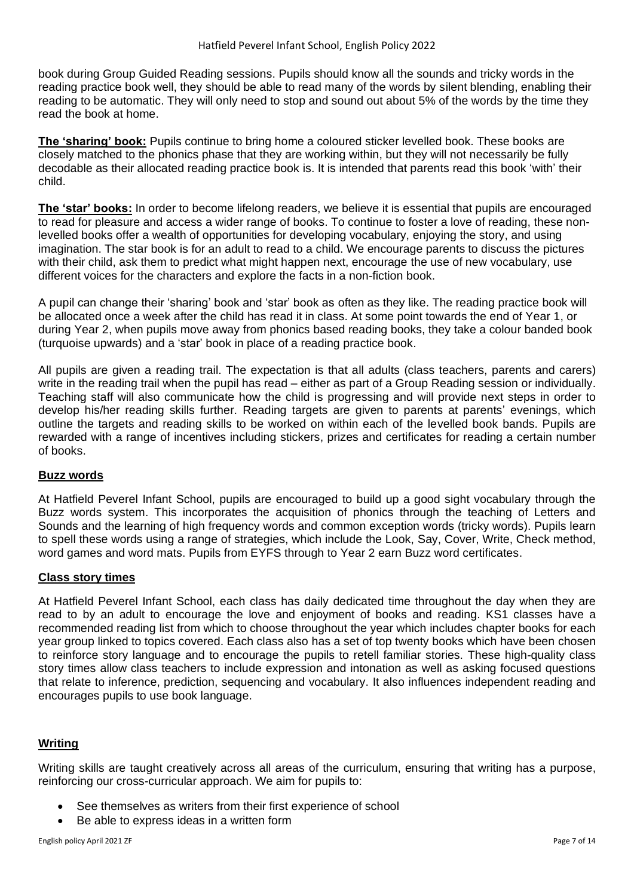book during Group Guided Reading sessions. Pupils should know all the sounds and tricky words in the reading practice book well, they should be able to read many of the words by silent blending, enabling their reading to be automatic. They will only need to stop and sound out about 5% of the words by the time they read the book at home.

**The 'sharing' book:** Pupils continue to bring home a coloured sticker levelled book. These books are closely matched to the phonics phase that they are working within, but they will not necessarily be fully decodable as their allocated reading practice book is. It is intended that parents read this book 'with' their child.

**The 'star' books:** In order to become lifelong readers, we believe it is essential that pupils are encouraged to read for pleasure and access a wider range of books. To continue to foster a love of reading, these non-levelled books offer a wealth of opportunities for developing vocabulary, enjoying the story, and using imagination. The star book is for an adult to read to a child. We encourage parents to discuss the pictures with their child, ask them to predict what might happen next, encourage the use of new vocabulary, use different voices for the characters and explore the facts in a non-fiction book.

A pupil can change their 'sharing' book and 'star' book as often as they like. The reading practice book will be allocated once a week after the child has read it in class. At some point towards the end of Year 1, or during Year 2, when pupils move away from phonics based reading books, they take a colour banded book (turquoise upwards) and a 'star' book in place of a reading practice book.

All pupils are given a reading trail. The expectation is that all adults (class teachers, parents and carers) write in the reading trail when the pupil has read – either as part of a Group Reading session or individually. Teaching staff will also communicate how the child is progressing and will provide next steps in order to develop his/her reading skills further. Reading targets are given to parents at parents' evenings, which outline the targets and reading skills to be worked on within each of the levelled book bands. Pupils are rewarded with a range of incentives including stickers, prizes and certificates for reading a certain number of books.

## Buzz words

At Hatfield Peverel Infant School, pupils are encouraged to build up a good sight vocabulary through the Buzz words system. This incorporates the acquisition of phonics through the teaching of Letters and Sounds and the learning of high frequency words and common exception words (tricky words). Pupils learn to spell these words using a range of strategies, which include the Look, Say, Cover, Write, Check method, word games and word mats. Pupils from EYFS through to Year 2 earn Buzz word certificates.

## Class story times

At Hatfield Peverel Infant School, each class has daily dedicated time throughout the day when they are read to by an adult to encourage the love and enjoyment of books and reading. KS1 classes have a recommended reading list from which to choose throughout the year which includes chapter books for each year group linked to topics covered. Each class also has a set of top twenty books which have been chosen to reinforce story language and to encourage the pupils to retell familiar stories. These high-quality class story times allow class teachers to include expression and intonation as well as asking focused questions that relate to inference, prediction, sequencing and vocabulary. It also influences independent reading and encourages pupils to use book language.

## Writing

Writing skills are taught creatively across all areas of the curriculum, ensuring that writing has a purpose, reinforcing our cross-curricular approach. We aim for pupils to:

- See themselves as writers from their first experience of school
- Be able to express ideas in a written form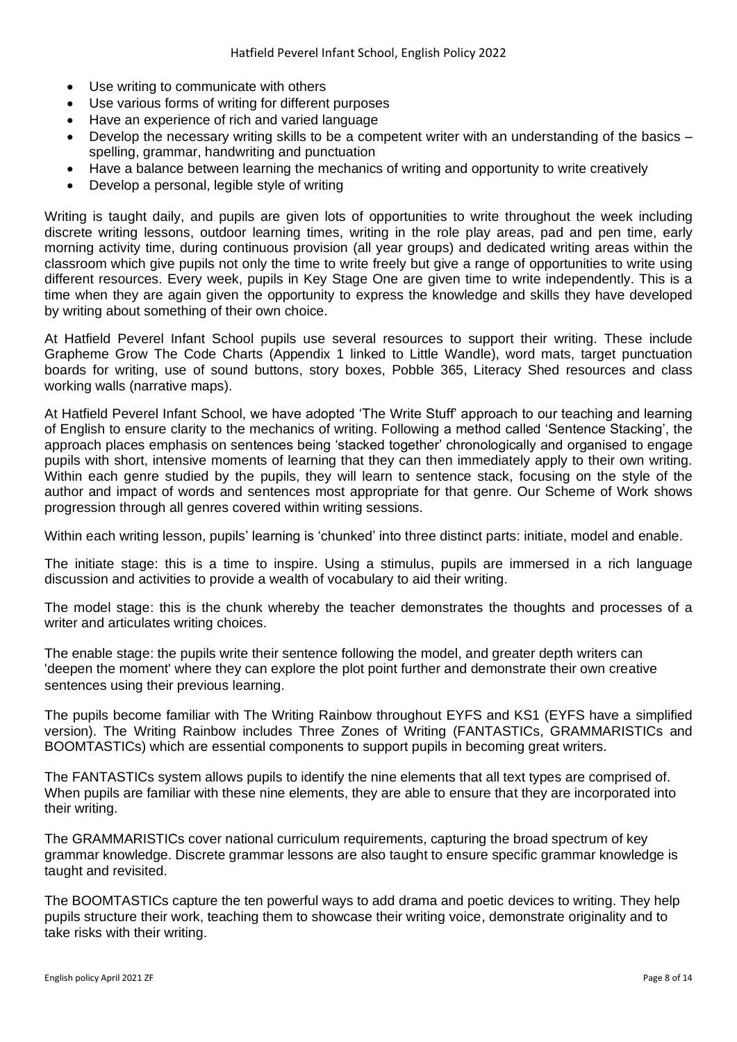- Use writing to communicate with others
- Use various forms of writing for different purposes
- Have an experience of rich and varied language
- Develop the necessary writing skills to be a competent writer with an understanding of the basics – spelling, grammar, handwriting and punctuation
- Have a balance between learning the mechanics of writing and opportunity to write creatively
- Develop a personal, legible style of writing

Writing is taught daily, and pupils are given lots of opportunities to write throughout the week including discrete writing lessons, outdoor learning times, writing in the role play areas, pad and pen time, early morning activity time, during continuous provision (all year groups) and dedicated writing areas within the classroom which give pupils not only the time to write freely but give a range of opportunities to write using different resources. Every week, pupils in Key Stage One are given time to write independently. This is a time when they are again given the opportunity to express the knowledge and skills they have developed by writing about something of their own choice.

At Hatfield Peverel Infant School pupils use several resources to support their writing. These include Grapheme Grow The Code Charts (Appendix 1 linked to Little Wandle), word mats, target punctuation boards for writing, use of sound buttons, story boxes, Pobble 365, Literacy Shed resources and class working walls (narrative maps).

At Hatfield Peverel Infant School, we have adopted 'The Write Stuff' approach to our teaching and learning of English to ensure clarity to the mechanics of writing. Following a method called 'Sentence Stacking', the approach places emphasis on sentences being 'stacked together' chronologically and organised to engage pupils with short, intensive moments of learning that they can then immediately apply to their own writing. Within each genre studied by the pupils, they will learn to sentence stack, focusing on the style of the author and impact of words and sentences most appropriate for that genre. Our Scheme of Work shows progression through all genres covered within writing sessions.

Within each writing lesson, pupils' learning is 'chunked' into three distinct parts: initiate, model and enable.

The initiate stage: this is a time to inspire. Using a stimulus, pupils are immersed in a rich language discussion and activities to provide a wealth of vocabulary to aid their writing.

The model stage: this is the chunk whereby the teacher demonstrates the thoughts and processes of a writer and articulates writing choices.

The enable stage: the pupils write their sentence following the model, and greater depth writers can 'deepen the moment' where they can explore the plot point further and demonstrate their own creative sentences using their previous learning.

The pupils become familiar with The Writing Rainbow throughout EYFS and KS1 (EYFS have a simplified version). The Writing Rainbow includes Three Zones of Writing (FANTASTICs, GRAMMARISTICs and BOOMTASTICs) which are essential components to support pupils in becoming great writers.

The FANTASTICs system allows pupils to identify the nine elements that all text types are comprised of. When pupils are familiar with these nine elements, they are able to ensure that they are incorporated into their writing.

The GRAMMARISTICs cover national curriculum requirements, capturing the broad spectrum of key grammar knowledge. Discrete grammar lessons are also taught to ensure specific grammar knowledge is taught and revisited.

The BOOMTASTICs capture the ten powerful ways to add drama and poetic devices to writing. They help pupils structure their work, teaching them to showcase their writing voice, demonstrate originality and to take risks with their writing.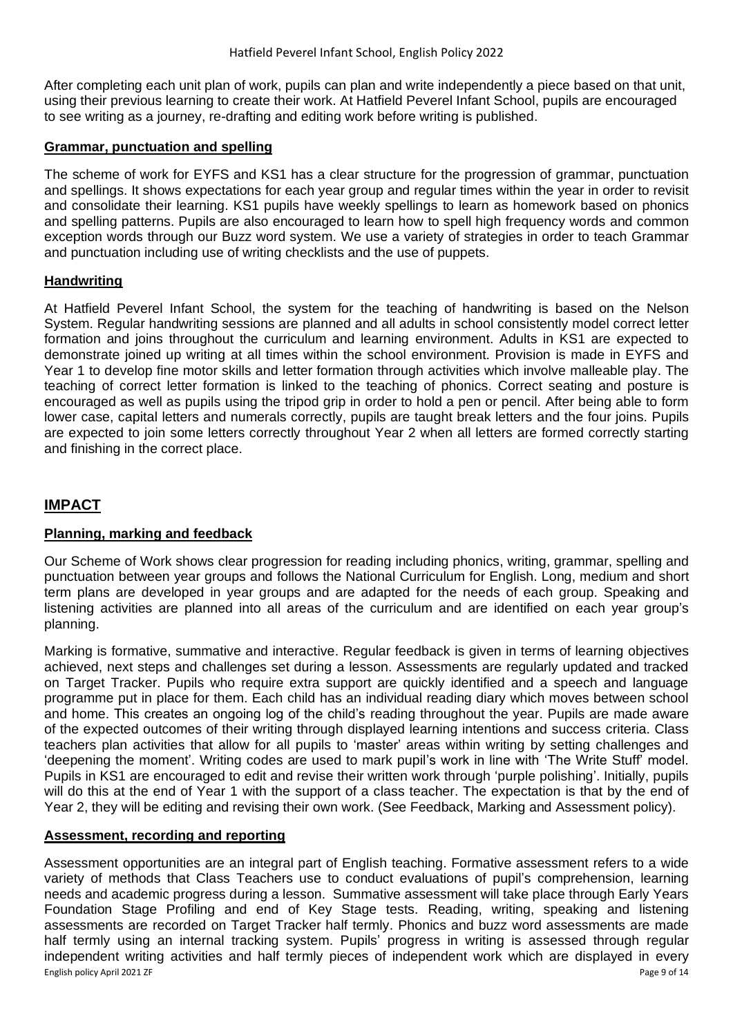After completing each unit plan of work, pupils can plan and write independently a piece based on that unit, using their previous learning to create their work. At Hatfield Peverel Infant School, pupils are encouraged to see writing as a journey, re-drafting and editing work before writing is published.

### Grammar, punctuation and spelling

The scheme of work for EYFS and KS1 has a clear structure for the progression of grammar, punctuation and spellings. It shows expectations for each year group and regular times within the year in order to revisit and consolidate their learning. KS1 pupils have weekly spellings to learn as homework based on phonics and spelling patterns. Pupils are also encouraged to learn how to spell high frequency words and common exception words through our Buzz word system. We use a variety of strategies in order to teach Grammar and punctuation including use of writing checklists and the use of puppets.

### Handwriting

At Hatfield Peverel Infant School, the system for the teaching of handwriting is based on the Nelson System. Regular handwriting sessions are planned and all adults in school consistently model correct letter formation and joins throughout the curriculum and learning environment. Adults in KS1 are expected to demonstrate joined up writing at all times within the school environment. Provision is made in EYFS and Year 1 to develop fine motor skills and letter formation through activities which involve malleable play. The teaching of correct letter formation is linked to the teaching of phonics. Correct seating and posture is encouraged as well as pupils using the tripod grip in order to hold a pen or pencil. After being able to form lower case, capital letters and numerals correctly, pupils are taught break letters and the four joins. Pupils are expected to join some letters correctly throughout Year 2 when all letters are formed correctly starting and finishing in the correct place.

## IMPACT

### Planning, marking and feedback

Our Scheme of Work shows clear progression for reading including phonics, writing, grammar, spelling and punctuation between year groups and follows the National Curriculum for English. Long, medium and short term plans are developed in year groups and are adapted for the needs of each group. Speaking and listening activities are planned into all areas of the curriculum and are identified on each year group's planning.

Marking is formative, summative and interactive. Regular feedback is given in terms of learning objectives achieved, next steps and challenges set during a lesson. Assessments are regularly updated and tracked on Target Tracker. Pupils who require extra support are quickly identified and a speech and language programme put in place for them. Each child has an individual reading diary which moves between school and home. This creates an ongoing log of the child's reading throughout the year. Pupils are made aware of the expected outcomes of their writing through displayed learning intentions and success criteria. Class teachers plan activities that allow for all pupils to 'master' areas within writing by setting challenges and 'deepening the moment'. Writing codes are used to mark pupil's work in line with 'The Write Stuff' model. Pupils in KS1 are encouraged to edit and revise their written work through 'purple polishing'. Initially, pupils will do this at the end of Year 1 with the support of a class teacher. The expectation is that by the end of Year 2, they will be editing and revising their own work. (See Feedback, Marking and Assessment policy).

### Assessment, recording and reporting

Assessment opportunities are an integral part of English teaching. Formative assessment refers to a wide variety of methods that Class Teachers use to conduct evaluations of pupil's comprehension, learning needs and academic progress during a lesson. Summative assessment will take place through Early Years Foundation Stage Profiling and end of Key Stage tests. Reading, writing, speaking and listening assessments are recorded on Target Tracker half termly. Phonics and buzz word assessments are made half termly using an internal tracking system. Pupils' progress in writing is assessed through regular independent writing activities and half termly pieces of independent work which are displayed in every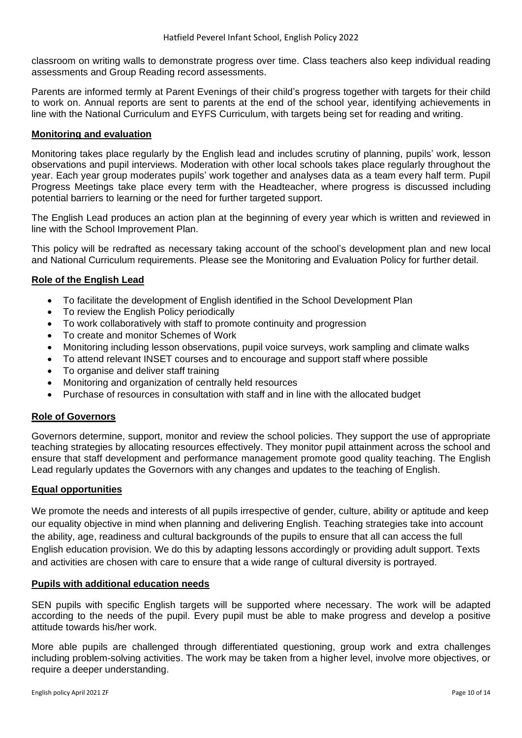classroom on writing walls to demonstrate progress over time. Class teachers also keep individual reading assessments and Group Reading record assessments.

Parents are informed termly at Parent Evenings of their child's progress together with targets for their child to work on. Annual reports are sent to parents at the end of the school year, identifying achievements in line with the National Curriculum and EYFS Curriculum, with targets being set for reading and writing.

## Monitoring and evaluation

Monitoring takes place regularly by the English lead and includes scrutiny of planning, pupils' work, lesson observations and pupil interviews. Moderation with other local schools takes place regularly throughout the year. Each year group moderates pupils' work together and analyses data as a team every half term. Pupil Progress Meetings take place every term with the Headteacher, where progress is discussed including potential barriers to learning or the need for further targeted support.

The English Lead produces an action plan at the beginning of every year which is written and reviewed in line with the School Improvement Plan.

This policy will be redrafted as necessary taking account of the school's development plan and new local and National Curriculum requirements. Please see the Monitoring and Evaluation Policy for further detail.

## Role of the English Lead

- To facilitate the development of English identified in the School Development Plan
- To review the English Policy periodically
- To work collaboratively with staff to promote continuity and progression
- To create and monitor Schemes of Work
- Monitoring including lesson observations, pupil voice surveys, work sampling and climate walks
- To attend relevant INSET courses and to encourage and support staff where possible
- To organise and deliver staff training
- Monitoring and organization of centrally held resources
- Purchase of resources in consultation with staff and in line with the allocated budget

## Role of Governors

Governors determine, support, monitor and review the school policies. They support the use of appropriate teaching strategies by allocating resources effectively. They monitor pupil attainment across the school and ensure that staff development and performance management promote good quality teaching. The English Lead regularly updates the Governors with any changes and updates to the teaching of English.

## Equal opportunities

We promote the needs and interests of all pupils irrespective of gender, culture, ability or aptitude and keep our equality objective in mind when planning and delivering English. Teaching strategies take into account the ability, age, readiness and cultural backgrounds of the pupils to ensure that all can access the full English education provision. We do this by adapting lessons accordingly or providing adult support. Texts and activities are chosen with care to ensure that a wide range of cultural diversity is portrayed.

## Pupils with additional education needs

SEN pupils with specific English targets will be supported where necessary. The work will be adapted according to the needs of the pupil. Every pupil must be able to make progress and develop a positive attitude towards his/her work.

More able pupils are challenged through differentiated questioning, group work and extra challenges including problem-solving activities. The work may be taken from a higher level, involve more objectives, or require a deeper understanding.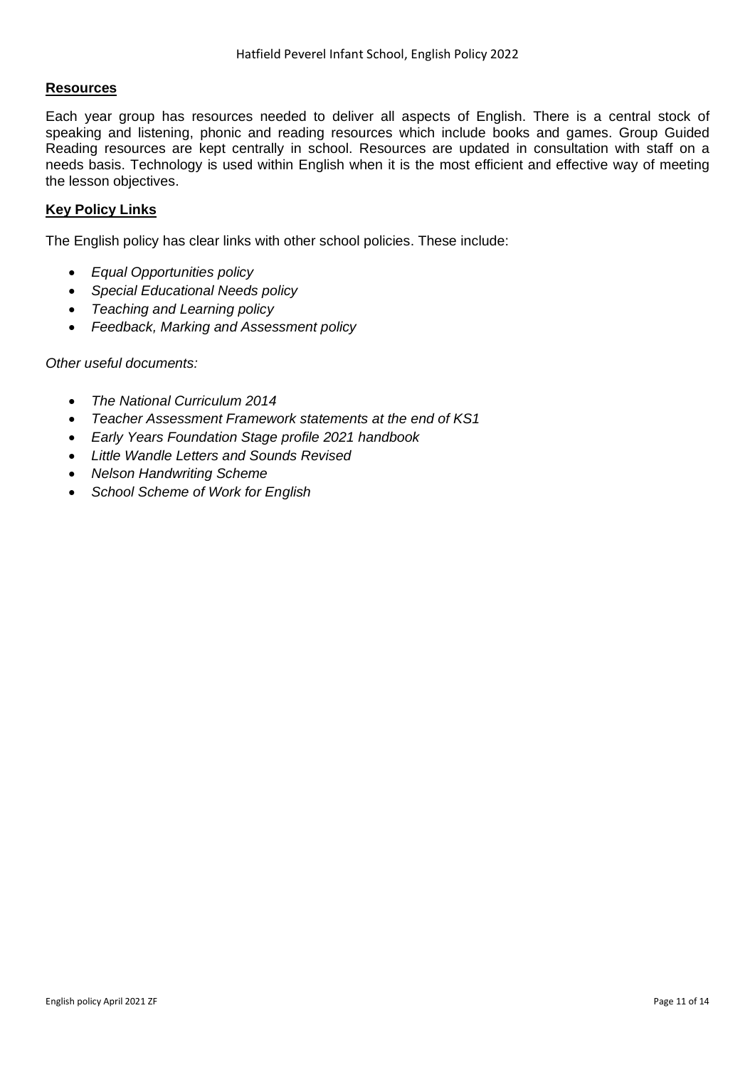## Resources

Each year group has resources needed to deliver all aspects of English. There is a central stock of speaking and listening, phonic and reading resources which include books and games. Group Guided Reading resources are kept centrally in school. Resources are updated in consultation with staff on a needs basis. Technology is used within English when it is the most efficient and effective way of meeting the lesson objectives.

## Key Policy Links

The English policy has clear links with other school policies. These include:

- *Equal Opportunities policy*
- *Special Educational Needs policy*
- *Teaching and Learning policy*
- *Feedback, Marking and Assessment policy*

*Other useful documents:*

- *The National Curriculum 2014*
- *Teacher Assessment Framework statements at the end of KS1*
- *Early Years Foundation Stage profile 2021 handbook*
- *Little Wandle Letters and Sounds Revised*
- *Nelson Handwriting Scheme*
- *School Scheme of Work for English*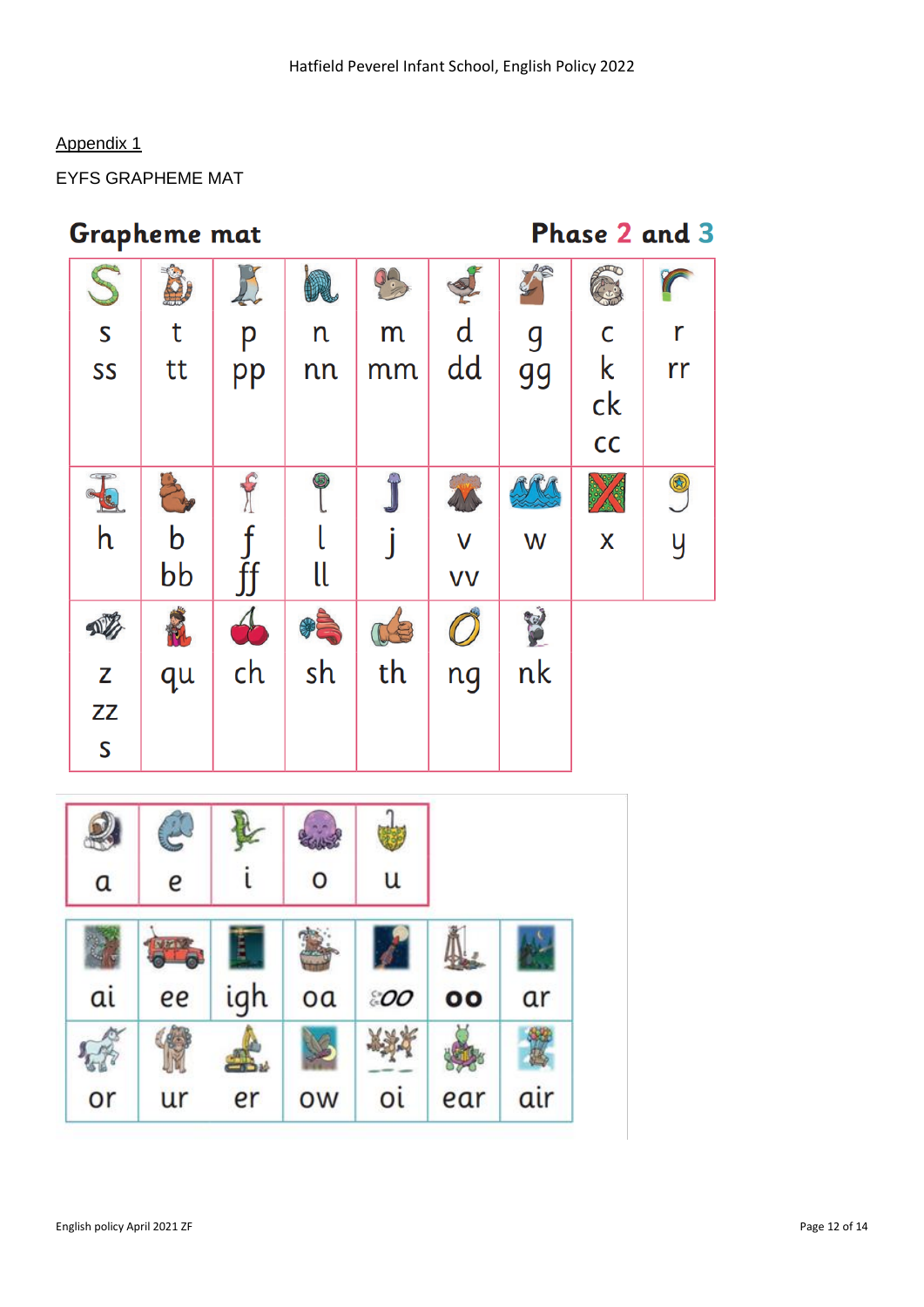Appendix 1

EYFS GRAPHEME MAT

## Grapheme mat Phase 2 and 3

| | | | | | | | | |
|---|---|---|---|---|---|---|---|---|
| s ss | t tt | p pp | n nn | m mm | d dd | g gg | c k ck cc | r rr |
| h | b bb | f ff | l ll | j | v vv | w | x | y |
| z zz s | qu | ch | sh | th | ng | nk | | |

| | | | | |
|---|---|---|---|---|
| a | e | i | o | u |

| | | | | | | |
|---|---|---|---|---|---|---|
| ai | ee | igh | oa | oo | oo | ar |
| or | ur | er | ow | oi | ear | air |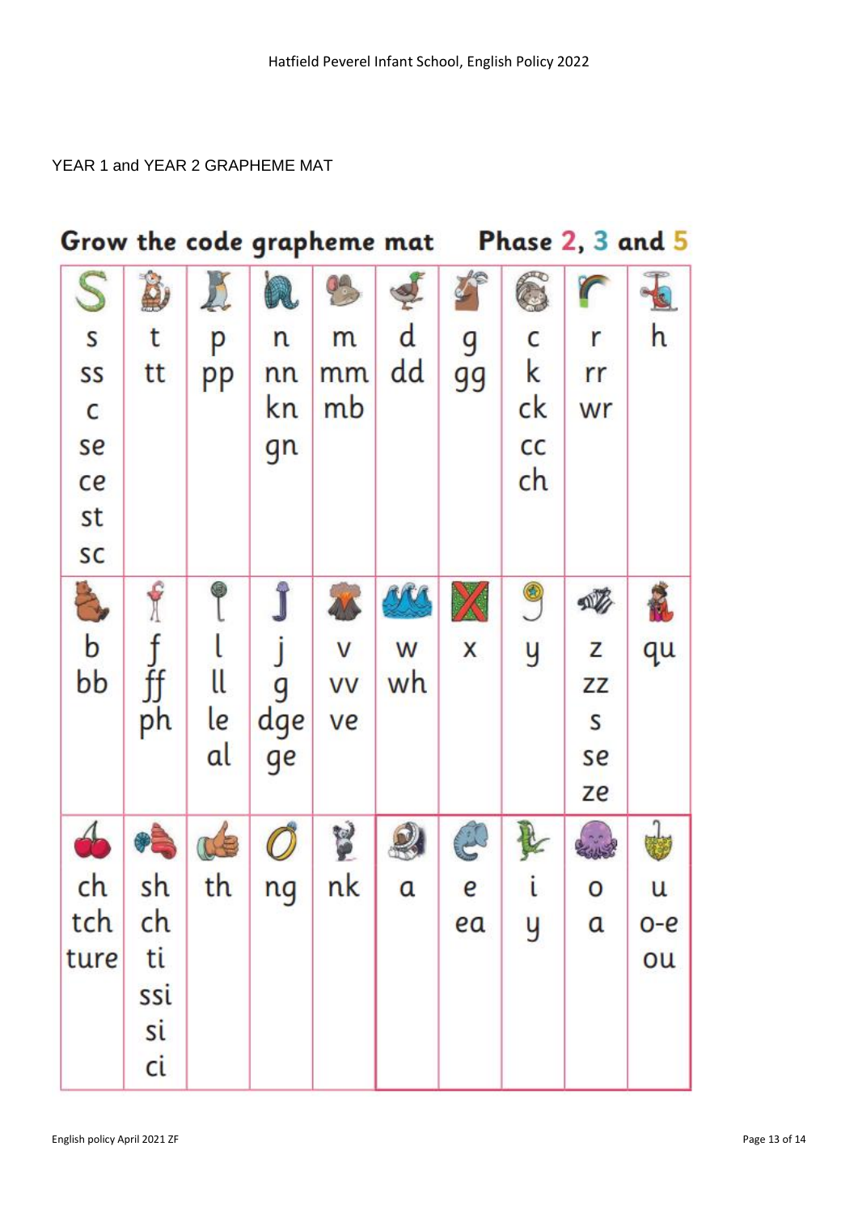YEAR 1 and YEAR 2 GRAPHEME MAT

**Grow the code grapheme mat** **Phase 2, 3 and 5**

| | | | | | | | | | |
|---|---|---|---|---|---|---|---|---|---|
| s<br>ss<br>c<br>se<br>ce<br>st<br>sc | t<br>tt | p<br>pp | n<br>nn<br>kn<br>gn | m<br>mm<br>mb | d<br>dd | g<br>gg | c<br>k<br>ck<br>cc<br>ch | r<br>rr<br>wr | h |
| b<br>bb | f<br>ff<br>ph | l<br>ll<br>le<br>al | j<br>g<br>dge<br>ge | v<br>vv<br>ve | w<br>wh | x | y | z<br>zz<br>s<br>se<br>ze | qu |
| ch<br>tch<br>ture | sh<br>ch<br>ti<br>ssi<br>si<br>ci | th | ng | nk | a | e<br>ea | i<br>y | o<br>a | u<br>o-e<br>ou |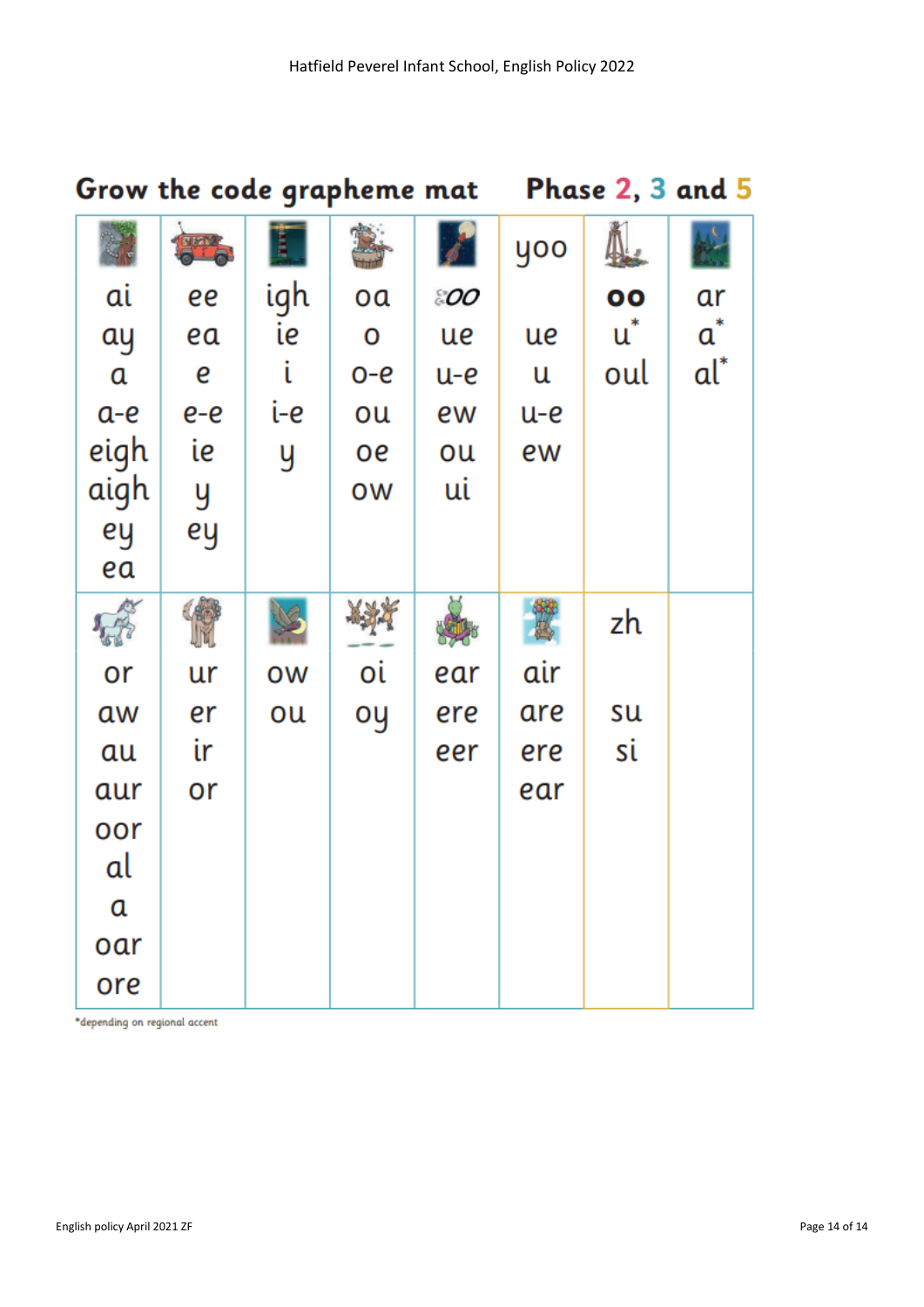## Grow the code grapheme mat Phase 2, 3 and 5

| | | | | | | | |
|---|---|---|---|---|---|---|---|
| | | | | | yoo | | |
| ai | ee | igh | oa | oo | | oo | ar |
| ay | ea | ie | o | ue | ue | u* | a* |
| a | e | i | o-e | u-e | u | oul | al* |
| a-e | e-e | i-e | ou | ew | u-e | | |
| eigh | ie | y | oe | ou | ew | | |
| aigh | y | | ow | ui | | | |
| ey | ey | | | | | | |
| ea | | | | | | | |
| | | | | | | zh | |
| or | ur | ow | oi | ear | air | | |
| aw | er | ou | oy | ere | are | su | |
| au | ir | | | eer | ere | si | |
| aur | or | | | | ear | | |
| oor | | | | | | | |
| al | | | | | | | |
| a | | | | | | | |
| oar | | | | | | | |
| ore | | | | | | | |

*depending on regional accent